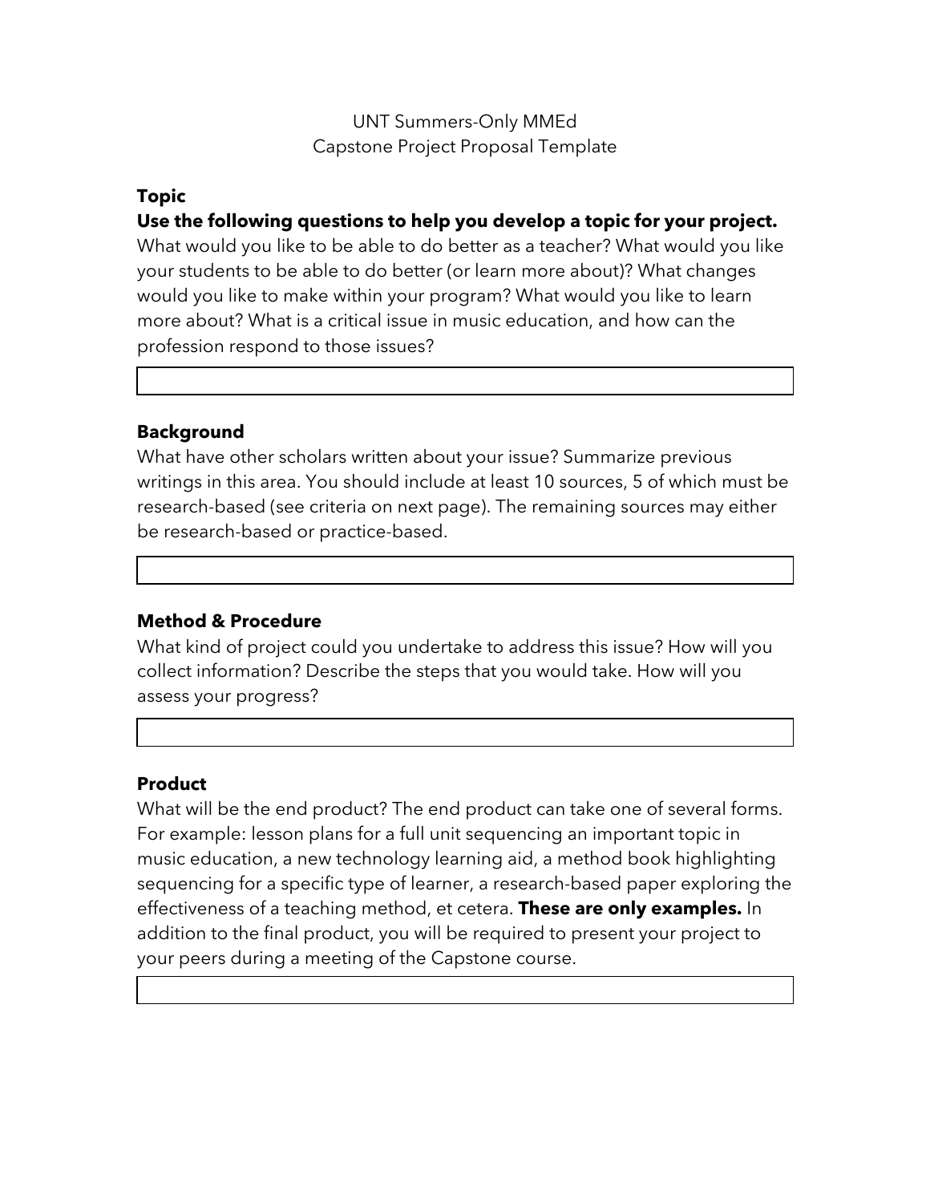UNT Summers-Only MMEd
Capstone Project Proposal Template

**Topic**

**Use the following questions to help you develop a topic for your project.**

What would you like to be able to do better as a teacher? What would you like your students to be able to do better (or learn more about)? What changes would you like to make within your program? What would you like to learn more about? What is a critical issue in music education, and how can the profession respond to those issues?

| |
|---|

**Background**

What have other scholars written about your issue? Summarize previous writings in this area. You should include at least 10 sources, 5 of which must be research-based (see criteria on next page). The remaining sources may either be research-based or practice-based.

| |
|---|

**Method & Procedure**

What kind of project could you undertake to address this issue? How will you collect information? Describe the steps that you would take. How will you assess your progress?

| |
|---|

**Product**

What will be the end product? The end product can take one of several forms. For example: lesson plans for a full unit sequencing an important topic in music education, a new technology learning aid, a method book highlighting sequencing for a specific type of learner, a research-based paper exploring the effectiveness of a teaching method, et cetera. **These are only examples.** In addition to the final product, you will be required to present your project to your peers during a meeting of the Capstone course.

| |
|---|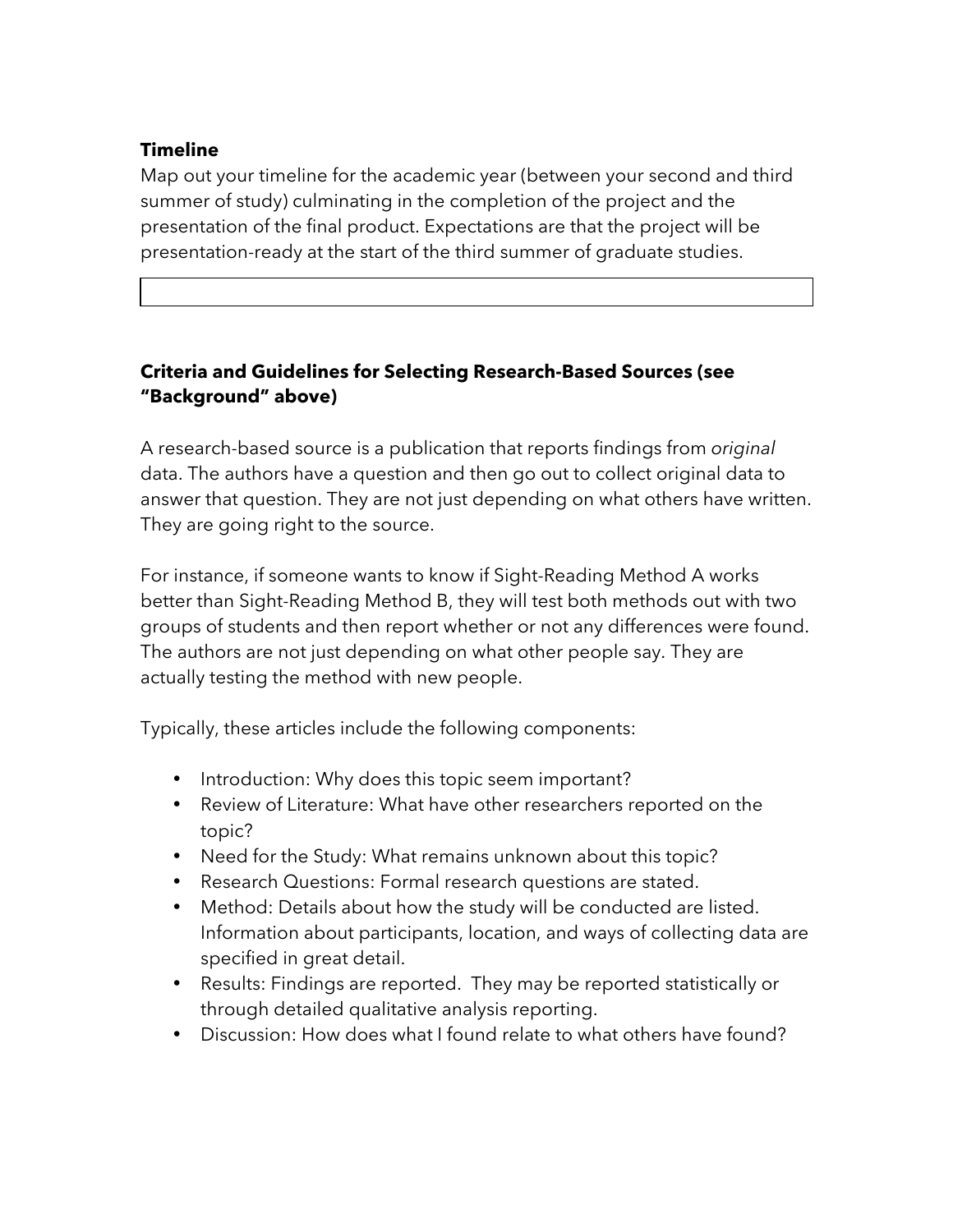**Timeline**

Map out your timeline for the academic year (between your second and third summer of study) culminating in the completion of the project and the presentation of the final product. Expectations are that the project will be presentation-ready at the start of the third summer of graduate studies.

| |
|---|

**Criteria and Guidelines for Selecting Research-Based Sources (see "Background" above)**

A research-based source is a publication that reports findings from *original* data. The authors have a question and then go out to collect original data to answer that question. They are not just depending on what others have written. They are going right to the source.

For instance, if someone wants to know if Sight-Reading Method A works better than Sight-Reading Method B, they will test both methods out with two groups of students and then report whether or not any differences were found. The authors are not just depending on what other people say. They are actually testing the method with new people.

Typically, these articles include the following components:

- Introduction: Why does this topic seem important?
- Review of Literature: What have other researchers reported on the topic?
- Need for the Study: What remains unknown about this topic?
- Research Questions: Formal research questions are stated.
- Method: Details about how the study will be conducted are listed. Information about participants, location, and ways of collecting data are specified in great detail.
- Results: Findings are reported. They may be reported statistically or through detailed qualitative analysis reporting.
- Discussion: How does what I found relate to what others have found?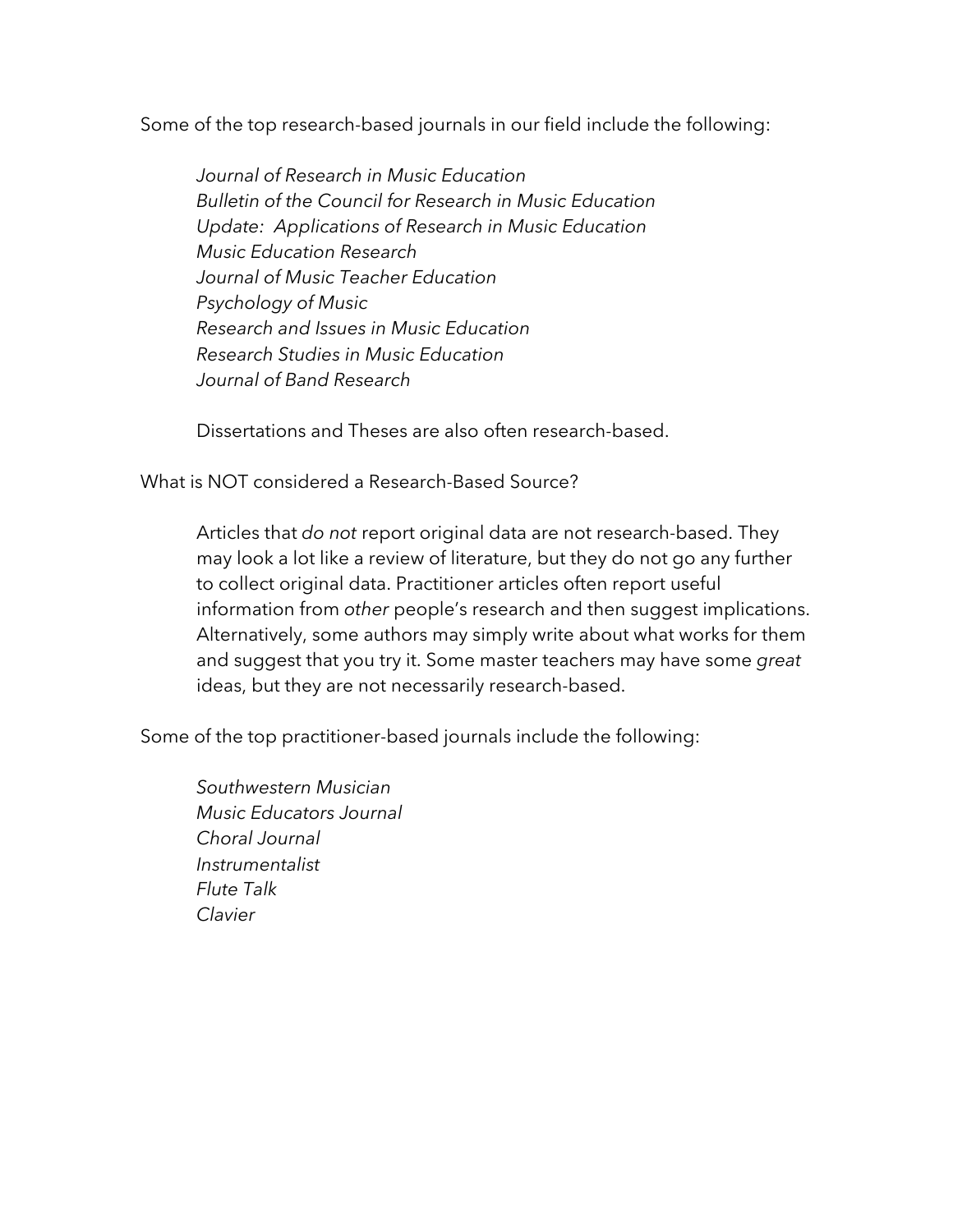Some of the top research-based journals in our field include the following:

*Journal of Research in Music Education*
*Bulletin of the Council for Research in Music Education*
*Update: Applications of Research in Music Education*
*Music Education Research*
*Journal of Music Teacher Education*
*Psychology of Music*
*Research and Issues in Music Education*
*Research Studies in Music Education*
*Journal of Band Research*

Dissertations and Theses are also often research-based.

What is NOT considered a Research-Based Source?

Articles that *do not* report original data are not research-based. They may look a lot like a review of literature, but they do not go any further to collect original data. Practitioner articles often report useful information from *other* people's research and then suggest implications. Alternatively, some authors may simply write about what works for them and suggest that you try it. Some master teachers may have some *great* ideas, but they are not necessarily research-based.

Some of the top practitioner-based journals include the following:

*Southwestern Musician*
*Music Educators Journal*
*Choral Journal*
*Instrumentalist*
*Flute Talk*
*Clavier*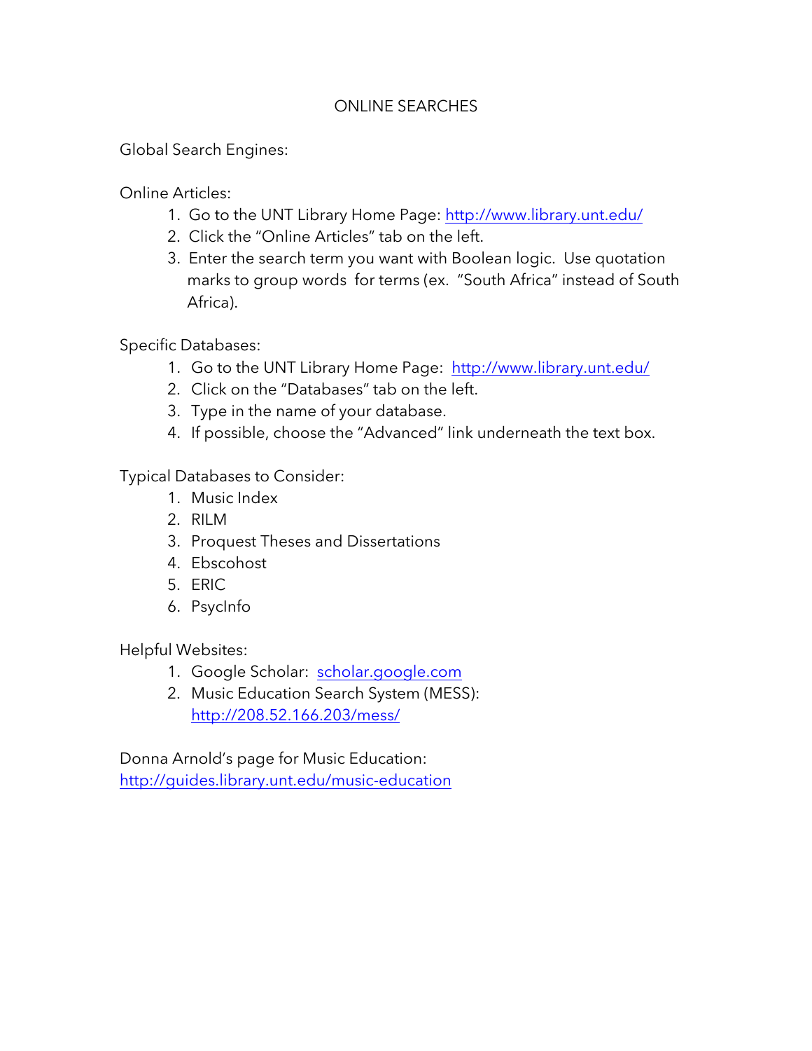# ONLINE SEARCHES

Global Search Engines:

Online Articles:

1. Go to the UNT Library Home Page: http://www.library.unt.edu/
2. Click the "Online Articles" tab on the left.
3. Enter the search term you want with Boolean logic. Use quotation marks to group words for terms (ex. "South Africa" instead of South Africa).

Specific Databases:

1. Go to the UNT Library Home Page: http://www.library.unt.edu/
2. Click on the "Databases" tab on the left.
3. Type in the name of your database.
4. If possible, choose the "Advanced" link underneath the text box.

Typical Databases to Consider:

1. Music Index
2. RILM
3. Proquest Theses and Dissertations
4. Ebscohost
5. ERIC
6. PsycInfo

Helpful Websites:

1. Google Scholar: scholar.google.com
2. Music Education Search System (MESS): http://208.52.166.203/mess/

Donna Arnold's page for Music Education:
http://guides.library.unt.edu/music-education